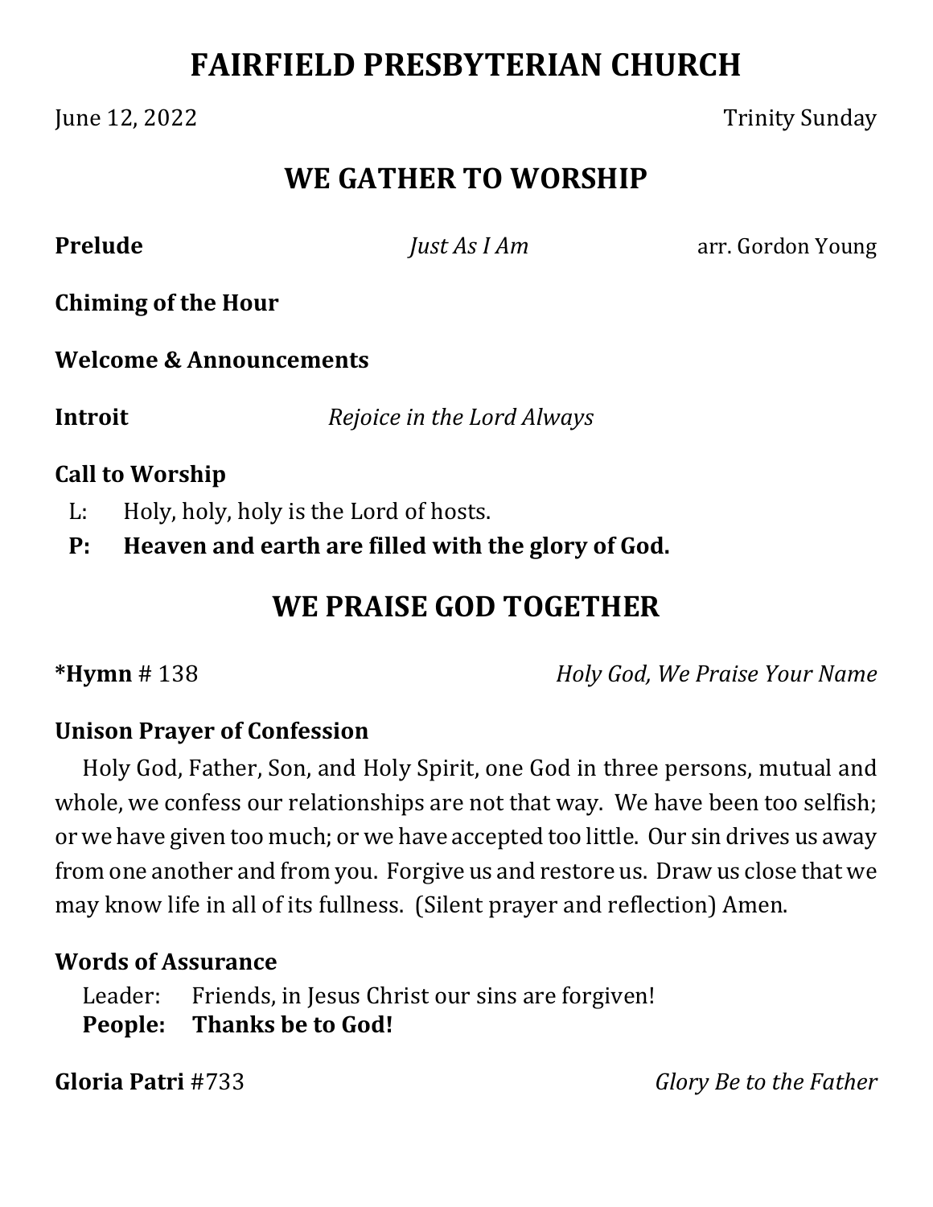# FAIRFIELD PRESBYTERIAN CHURCH

June 12, 2022 Trinity Sunday

## WE GATHER TO WORSHIP

**Prelude** *Just As I Am* arr. Gordon Young

**Chiming of the Hour**

**Welcome & Announcements**

**Introit** *Rejoice in the Lord Always*

**Call to Worship**

L: Holy, holy, holy is the Lord of hosts.

**P: Heaven and earth are filled with the glory of God.**

## WE PRAISE GOD TOGETHER

***Hymn** # 138 *Holy God, We Praise Your Name*

**Unison Prayer of Confession**

Holy God, Father, Son, and Holy Spirit, one God in three persons, mutual and whole, we confess our relationships are not that way. We have been too selfish; or we have given too much; or we have accepted too little. Our sin drives us away from one another and from you. Forgive us and restore us. Draw us close that we may know life in all of its fullness. (Silent prayer and reflection) Amen.

**Words of Assurance**

Leader: Friends, in Jesus Christ our sins are forgiven!

**People: Thanks be to God!**

**Gloria Patri** #733 *Glory Be to the Father*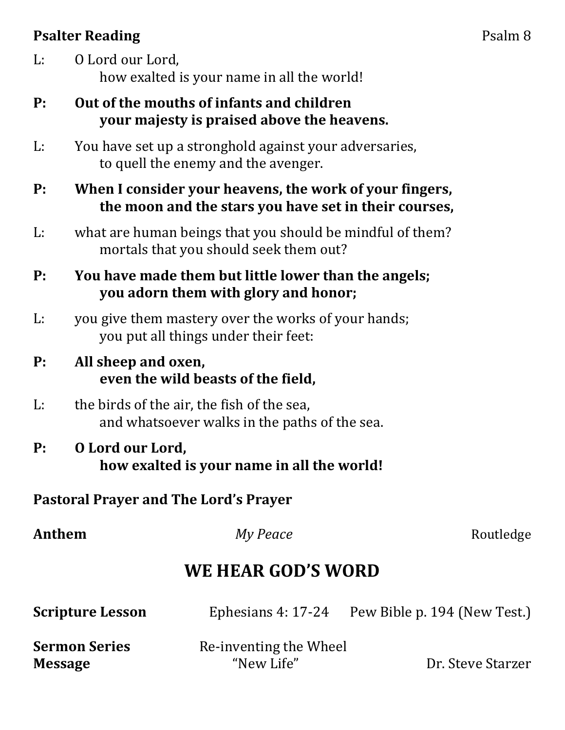**Psalter Reading** Psalm 8

L: O Lord our Lord,
how exalted is your name in all the world!

**P: Out of the mouths of infants and children**
**your majesty is praised above the heavens.**

L: You have set up a stronghold against your adversaries,
to quell the enemy and the avenger.

**P: When I consider your heavens, the work of your fingers,**
**the moon and the stars you have set in their courses,**

L: what are human beings that you should be mindful of them?
mortals that you should seek them out?

**P: You have made them but little lower than the angels;**
**you adorn them with glory and honor;**

L: you give them mastery over the works of your hands;
you put all things under their feet:

**P: All sheep and oxen,**
**even the wild beasts of the field,**

L: the birds of the air, the fish of the sea,
and whatsoever walks in the paths of the sea.

**P: O Lord our Lord,**
**how exalted is your name in all the world!**

**Pastoral Prayer and The Lord's Prayer**

**Anthem** *My Peace* Routledge

## WE HEAR GOD'S WORD

**Scripture Lesson** Ephesians 4: 17-24 Pew Bible p. 194 (New Test.)

**Sermon Series** Re-inventing the Wheel
**Message** "New Life" Dr. Steve Starzer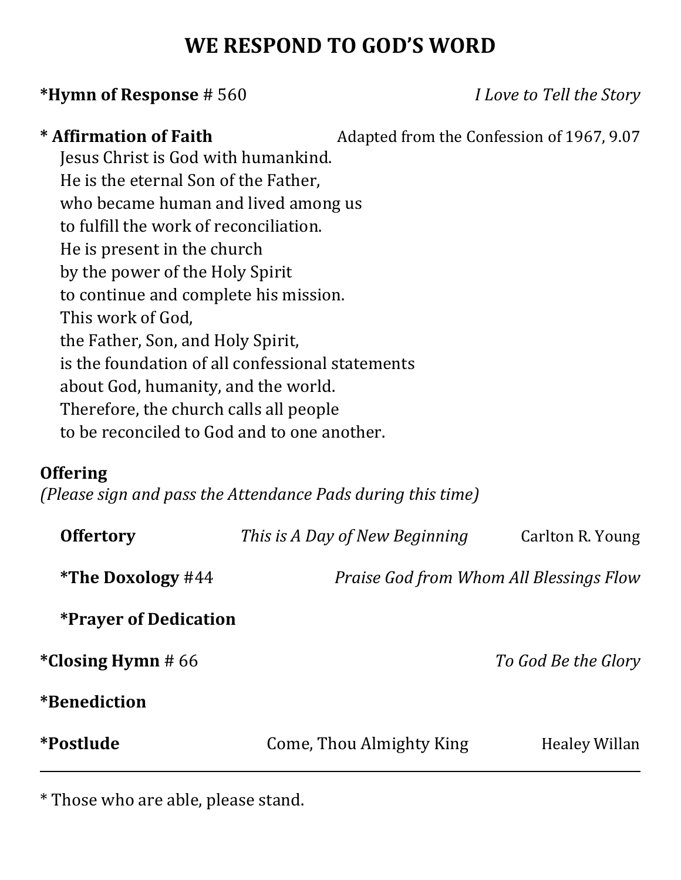# WE RESPOND TO GOD'S WORD

***Hymn of Response** # 560 *I Love to Tell the Story*

*** Affirmation of Faith** Adapted from the Confession of 1967, 9.07

Jesus Christ is God with humankind.
He is the eternal Son of the Father,
who became human and lived among us
to fulfill the work of reconciliation.
He is present in the church
by the power of the Holy Spirit
to continue and complete his mission.
This work of God,
the Father, Son, and Holy Spirit,
is the foundation of all confessional statements
about God, humanity, and the world.
Therefore, the church calls all people
to be reconciled to God and to one another.

**Offering**
*(Please sign and pass the Attendance Pads during this time)*

**Offertory** *This is A Day of New Beginning* Carlton R. Young

***The Doxology** #44 *Praise God from Whom All Blessings Flow*

***Prayer of Dedication**

***Closing Hymn** # 66 *To God Be the Glory*

***Benediction**

***Postlude** Come, Thou Almighty King Healey Willan

---

* Those who are able, please stand.